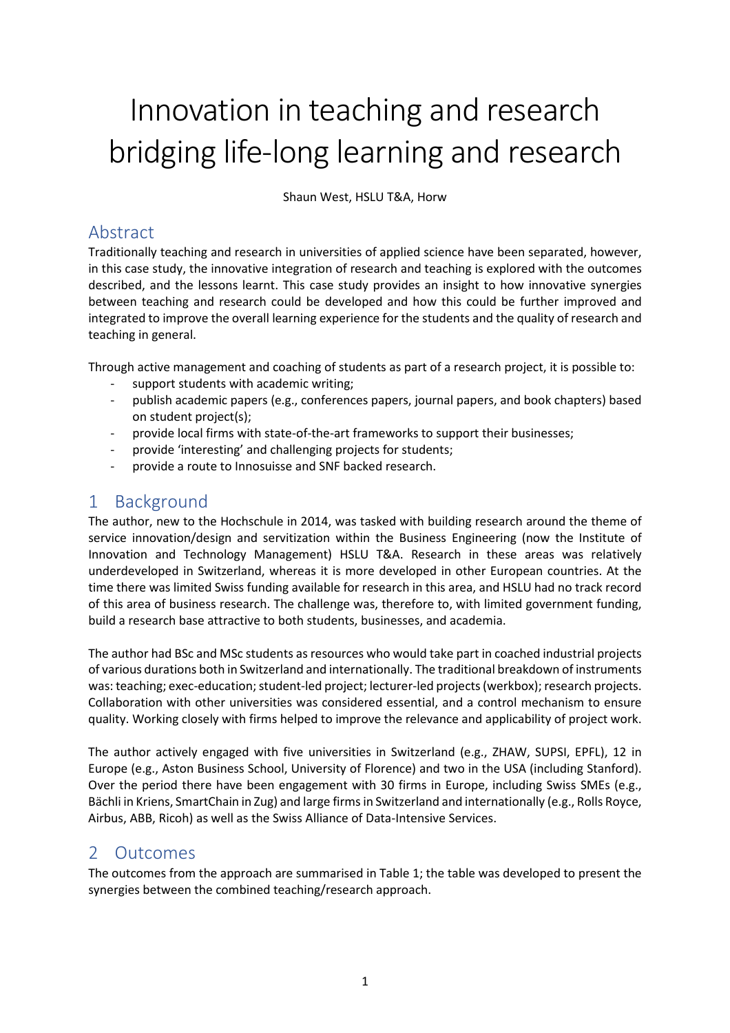# Innovation in teaching and research bridging life-long learning and research

Shaun West, HSLU T&A, Horw

## Abstract

Traditionally teaching and research in universities of applied science have been separated, however, in this case study, the innovative integration of research and teaching is explored with the outcomes described, and the lessons learnt. This case study provides an insight to how innovative synergies between teaching and research could be developed and how this could be further improved and integrated to improve the overall learning experience for the students and the quality of research and teaching in general.

Through active management and coaching of students as part of a research project, it is possible to:

- support students with academic writing;
- publish academic papers (e.g., conferences papers, journal papers, and book chapters) based on student project(s);
- provide local firms with state-of-the-art frameworks to support their businesses;
- provide 'interesting' and challenging projects for students;
- provide a route to Innosuisse and SNF backed research.

## 1 Background

The author, new to the Hochschule in 2014, was tasked with building research around the theme of service innovation/design and servitization within the Business Engineering (now the Institute of Innovation and Technology Management) HSLU T&A. Research in these areas was relatively underdeveloped in Switzerland, whereas it is more developed in other European countries. At the time there was limited Swiss funding available for research in this area, and HSLU had no track record of this area of business research. The challenge was, therefore to, with limited government funding, build a research base attractive to both students, businesses, and academia.

The author had BSc and MSc students as resources who would take part in coached industrial projects of various durations both in Switzerland and internationally. The traditional breakdown of instruments was: teaching; exec-education; student-led project; lecturer-led projects (werkbox); research projects. Collaboration with other universities was considered essential, and a control mechanism to ensure quality. Working closely with firms helped to improve the relevance and applicability of project work.

The author actively engaged with five universities in Switzerland (e.g., ZHAW, SUPSI, EPFL), 12 in Europe (e.g., Aston Business School, University of Florence) and two in the USA (including Stanford). Over the period there have been engagement with 30 firms in Europe, including Swiss SMEs (e.g., Bächli in Kriens, SmartChain in Zug) and large firms in Switzerland and internationally (e.g., Rolls Royce, Airbus, ABB, Ricoh) as well as the Swiss Alliance of Data-Intensive Services.

## 2 Outcomes

The outcomes from the approach are summarised in Table 1; the table was developed to present the synergies between the combined teaching/research approach.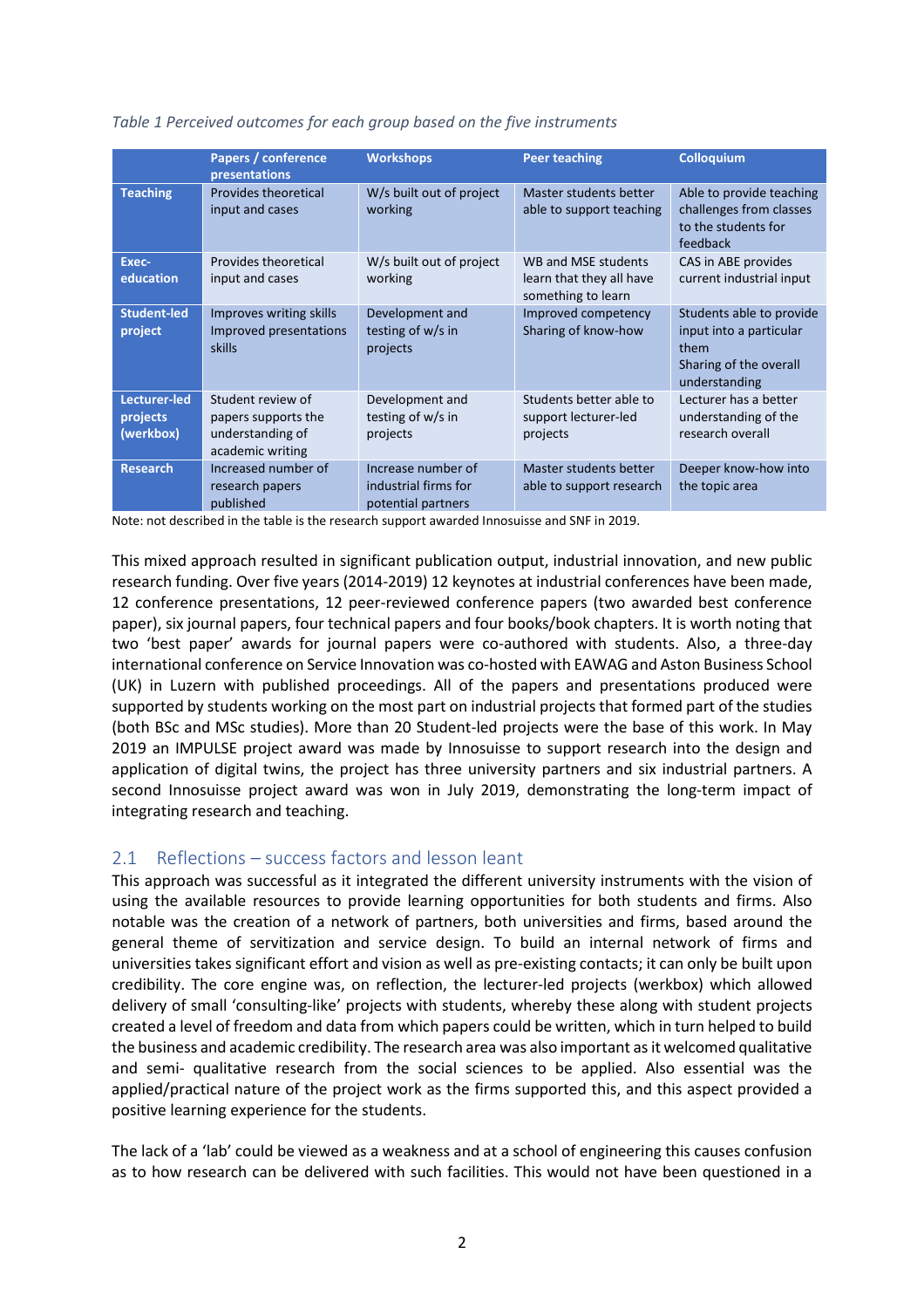*Table 1 Perceived outcomes for each group based on the five instruments*

| | Papers / conference presentations | Workshops | Peer teaching | Colloquium |
|---|---|---|---|---|
| **Teaching** | Provides theoretical input and cases | W/s built out of project working | Master students better able to support teaching | Able to provide teaching challenges from classes to the students for feedback |
| **Exec-education** | Provides theoretical input and cases | W/s built out of project working | WB and MSE students learn that they all have something to learn | CAS in ABE provides current industrial input |
| **Student-led project** | Improves writing skills Improved presentations skills | Development and testing of w/s in projects | Improved competency Sharing of know-how | Students able to provide input into a particular them Sharing of the overall understanding |
| **Lecturer-led projects (werkbox)** | Student review of papers supports the understanding of academic writing | Development and testing of w/s in projects | Students better able to support lecturer-led projects | Lecturer has a better understanding of the research overall |
| **Research** | Increased number of research papers published | Increase number of industrial firms for potential partners | Master students better able to support research | Deeper know-how into the topic area |

Note: not described in the table is the research support awarded Innosuisse and SNF in 2019.

This mixed approach resulted in significant publication output, industrial innovation, and new public research funding. Over five years (2014-2019) 12 keynotes at industrial conferences have been made, 12 conference presentations, 12 peer-reviewed conference papers (two awarded best conference paper), six journal papers, four technical papers and four books/book chapters. It is worth noting that two 'best paper' awards for journal papers were co-authored with students. Also, a three-day international conference on Service Innovation was co-hosted with EAWAG and Aston Business School (UK) in Luzern with published proceedings. All of the papers and presentations produced were supported by students working on the most part on industrial projects that formed part of the studies (both BSc and MSc studies). More than 20 Student-led projects were the base of this work. In May 2019 an IMPULSE project award was made by Innosuisse to support research into the design and application of digital twins, the project has three university partners and six industrial partners. A second Innosuisse project award was won in July 2019, demonstrating the long-term impact of integrating research and teaching.

## 2.1 Reflections – success factors and lesson leant

This approach was successful as it integrated the different university instruments with the vision of using the available resources to provide learning opportunities for both students and firms. Also notable was the creation of a network of partners, both universities and firms, based around the general theme of servitization and service design. To build an internal network of firms and universities takes significant effort and vision as well as pre-existing contacts; it can only be built upon credibility. The core engine was, on reflection, the lecturer-led projects (werkbox) which allowed delivery of small 'consulting-like' projects with students, whereby these along with student projects created a level of freedom and data from which papers could be written, which in turn helped to build the business and academic credibility. The research area was also important as it welcomed qualitative and semi- qualitative research from the social sciences to be applied. Also essential was the applied/practical nature of the project work as the firms supported this, and this aspect provided a positive learning experience for the students.

The lack of a 'lab' could be viewed as a weakness and at a school of engineering this causes confusion as to how research can be delivered with such facilities. This would not have been questioned in a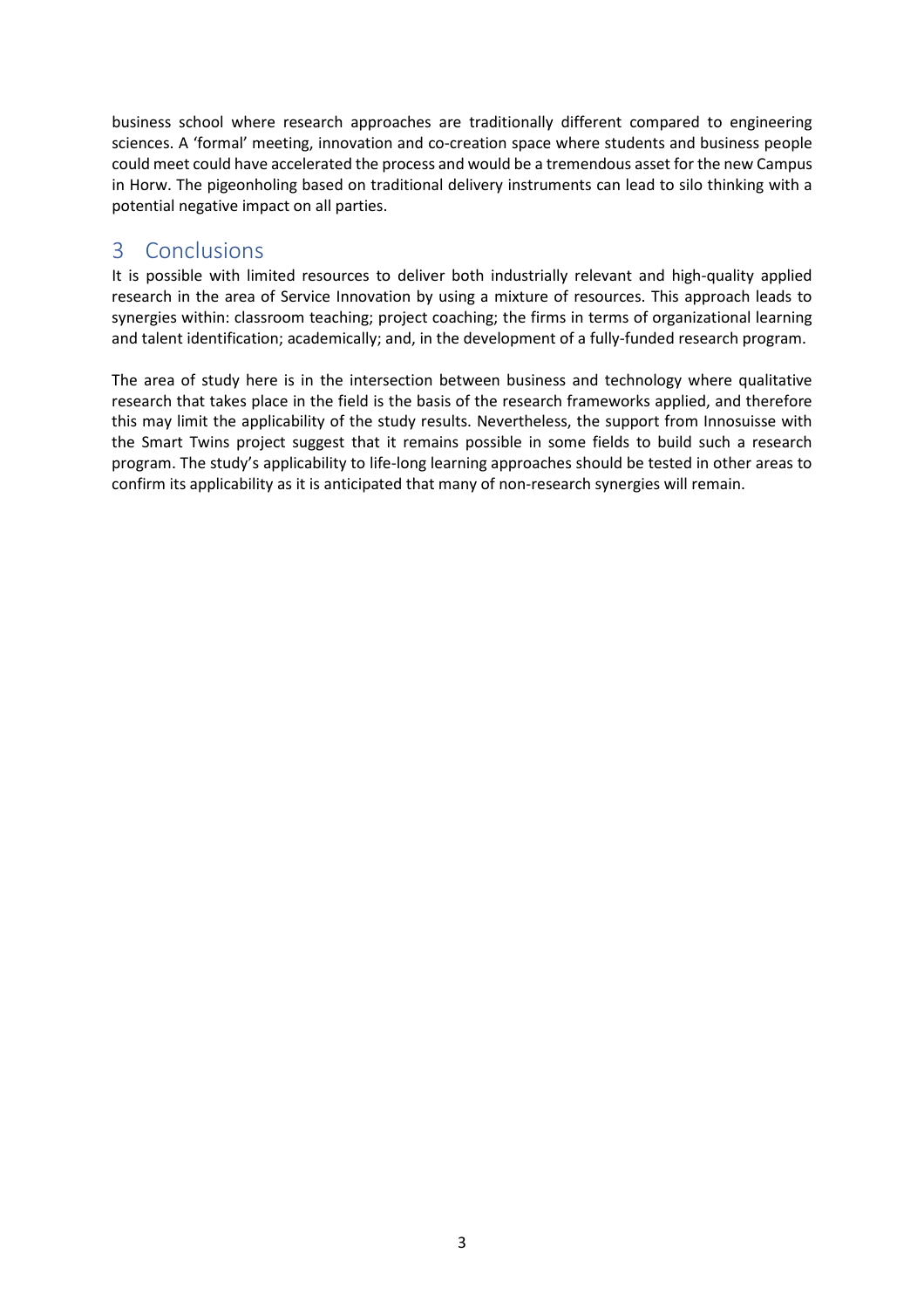business school where research approaches are traditionally different compared to engineering sciences. A 'formal' meeting, innovation and co-creation space where students and business people could meet could have accelerated the process and would be a tremendous asset for the new Campus in Horw. The pigeonholing based on traditional delivery instruments can lead to silo thinking with a potential negative impact on all parties.

# 3 Conclusions

It is possible with limited resources to deliver both industrially relevant and high-quality applied research in the area of Service Innovation by using a mixture of resources. This approach leads to synergies within: classroom teaching; project coaching; the firms in terms of organizational learning and talent identification; academically; and, in the development of a fully-funded research program.

The area of study here is in the intersection between business and technology where qualitative research that takes place in the field is the basis of the research frameworks applied, and therefore this may limit the applicability of the study results. Nevertheless, the support from Innosuisse with the Smart Twins project suggest that it remains possible in some fields to build such a research program. The study's applicability to life-long learning approaches should be tested in other areas to confirm its applicability as it is anticipated that many of non-research synergies will remain.